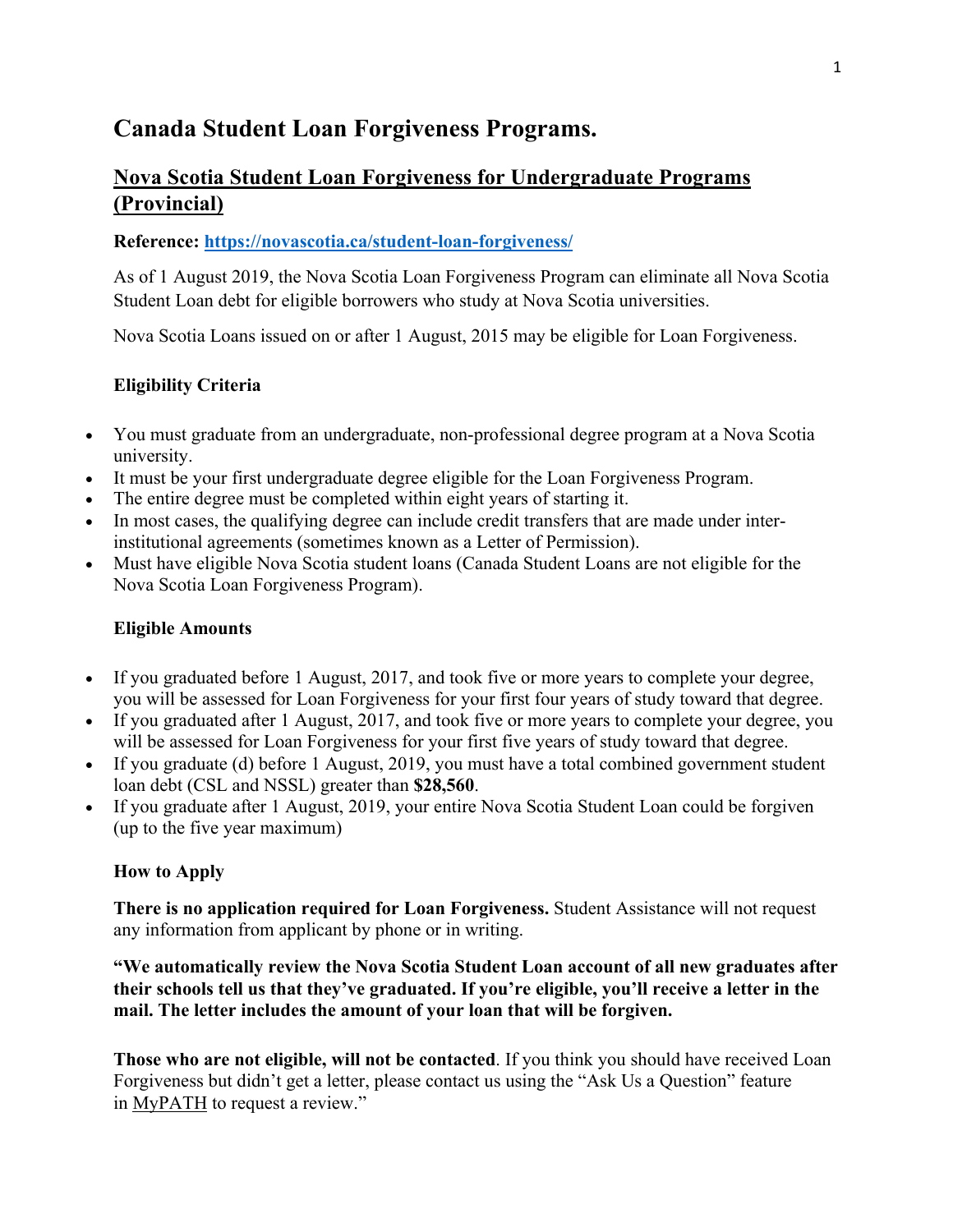# Canada Student Loan Forgiveness Programs.

## Nova Scotia Student Loan Forgiveness for Undergraduate Programs (Provincial)

**Reference: https://novascotia.ca/student-loan-forgiveness/**

As of 1 August 2019, the Nova Scotia Loan Forgiveness Program can eliminate all Nova Scotia Student Loan debt for eligible borrowers who study at Nova Scotia universities.

Nova Scotia Loans issued on or after 1 August, 2015 may be eligible for Loan Forgiveness.

### Eligibility Criteria

- You must graduate from an undergraduate, non-professional degree program at a Nova Scotia university.
- It must be your first undergraduate degree eligible for the Loan Forgiveness Program.
- The entire degree must be completed within eight years of starting it.
- In most cases, the qualifying degree can include credit transfers that are made under inter-institutional agreements (sometimes known as a Letter of Permission).
- Must have eligible Nova Scotia student loans (Canada Student Loans are not eligible for the Nova Scotia Loan Forgiveness Program).

### Eligible Amounts

- If you graduated before 1 August, 2017, and took five or more years to complete your degree, you will be assessed for Loan Forgiveness for your first four years of study toward that degree.
- If you graduated after 1 August, 2017, and took five or more years to complete your degree, you will be assessed for Loan Forgiveness for your first five years of study toward that degree.
- If you graduate (d) before 1 August, 2019, you must have a total combined government student loan debt (CSL and NSSL) greater than **$28,560**.
- If you graduate after 1 August, 2019, your entire Nova Scotia Student Loan could be forgiven (up to the five year maximum)

### How to Apply

**There is no application required for Loan Forgiveness.** Student Assistance will not request any information from applicant by phone or in writing.

**"We automatically review the Nova Scotia Student Loan account of all new graduates after their schools tell us that they've graduated. If you're eligible, you'll receive a letter in the mail. The letter includes the amount of your loan that will be forgiven.**

**Those who are not eligible, will not be contacted**. If you think you should have received Loan Forgiveness but didn't get a letter, please contact us using the "Ask Us a Question" feature in MyPATH to request a review."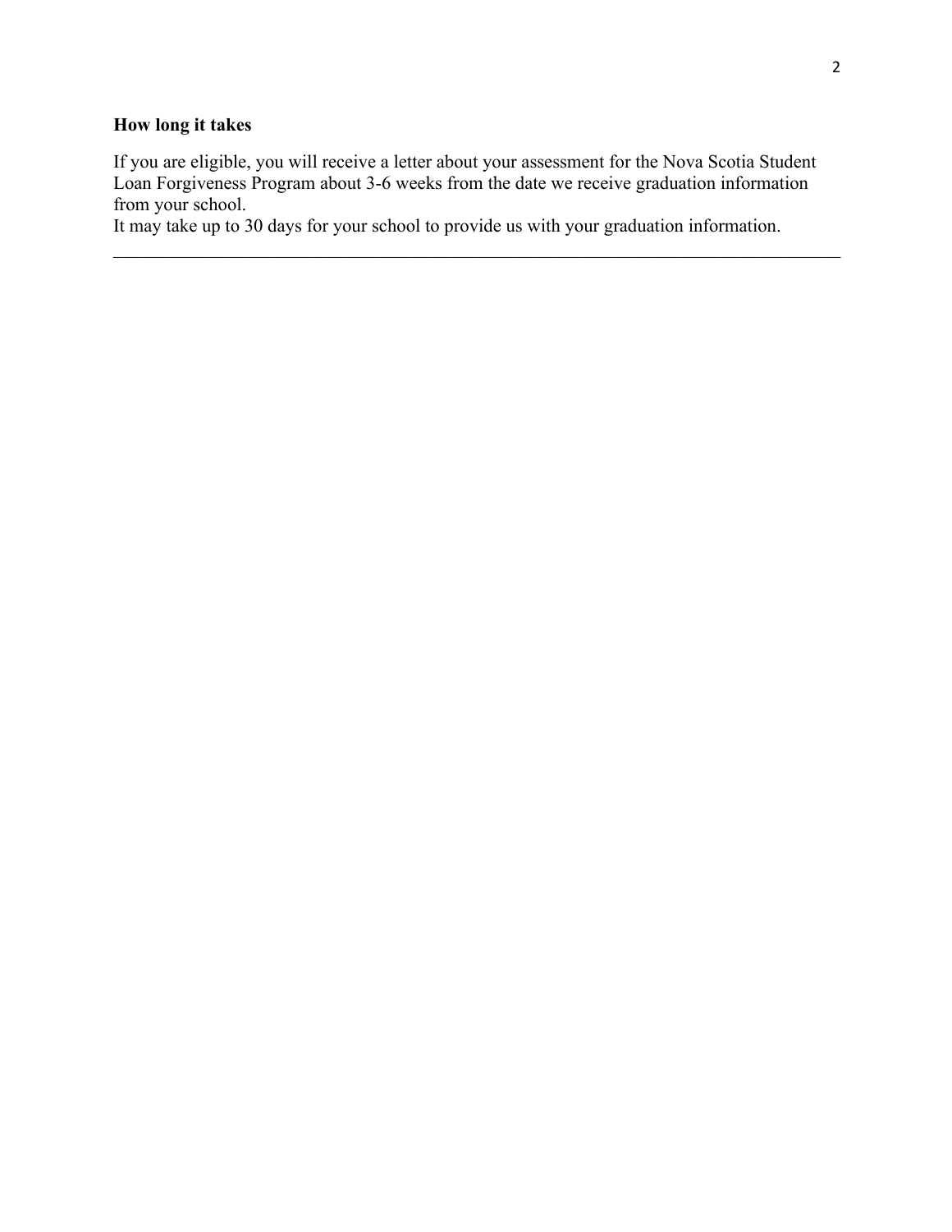**How long it takes**

If you are eligible, you will receive a letter about your assessment for the Nova Scotia Student Loan Forgiveness Program about 3-6 weeks from the date we receive graduation information from your school.

It may take up to 30 days for your school to provide us with your graduation information.

---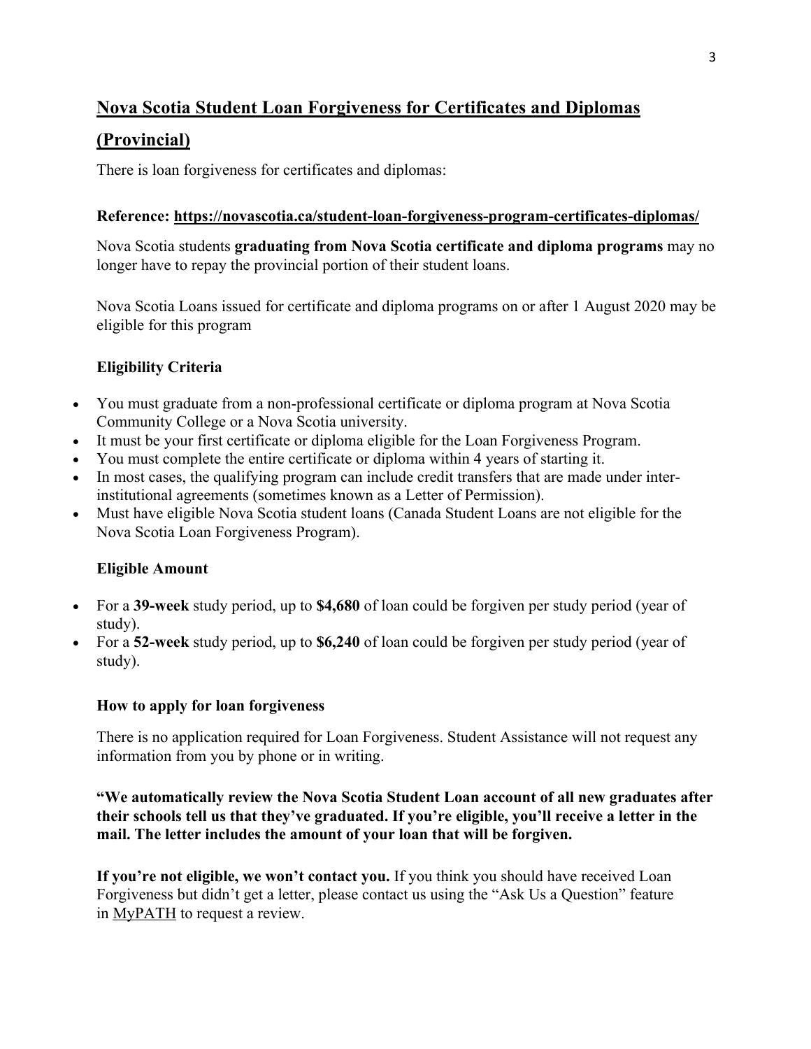## Nova Scotia Student Loan Forgiveness for Certificates and Diplomas (Provincial)

There is loan forgiveness for certificates and diplomas:

**Reference: https://novascotia.ca/student-loan-forgiveness-program-certificates-diplomas/**

Nova Scotia students **graduating from Nova Scotia certificate and diploma programs** may no longer have to repay the provincial portion of their student loans.

Nova Scotia Loans issued for certificate and diploma programs on or after 1 August 2020 may be eligible for this program

### Eligibility Criteria

- You must graduate from a non-professional certificate or diploma program at Nova Scotia Community College or a Nova Scotia university.
- It must be your first certificate or diploma eligible for the Loan Forgiveness Program.
- You must complete the entire certificate or diploma within 4 years of starting it.
- In most cases, the qualifying program can include credit transfers that are made under inter-institutional agreements (sometimes known as a Letter of Permission).
- Must have eligible Nova Scotia student loans (Canada Student Loans are not eligible for the Nova Scotia Loan Forgiveness Program).

### Eligible Amount

- For a **39-week** study period, up to **$4,680** of loan could be forgiven per study period (year of study).
- For a **52-week** study period, up to **$6,240** of loan could be forgiven per study period (year of study).

### How to apply for loan forgiveness

There is no application required for Loan Forgiveness. Student Assistance will not request any information from you by phone or in writing.

**"We automatically review the Nova Scotia Student Loan account of all new graduates after their schools tell us that they've graduated. If you're eligible, you'll receive a letter in the mail. The letter includes the amount of your loan that will be forgiven.**

**If you're not eligible, we won't contact you.** If you think you should have received Loan Forgiveness but didn't get a letter, please contact us using the "Ask Us a Question" feature in MyPATH to request a review.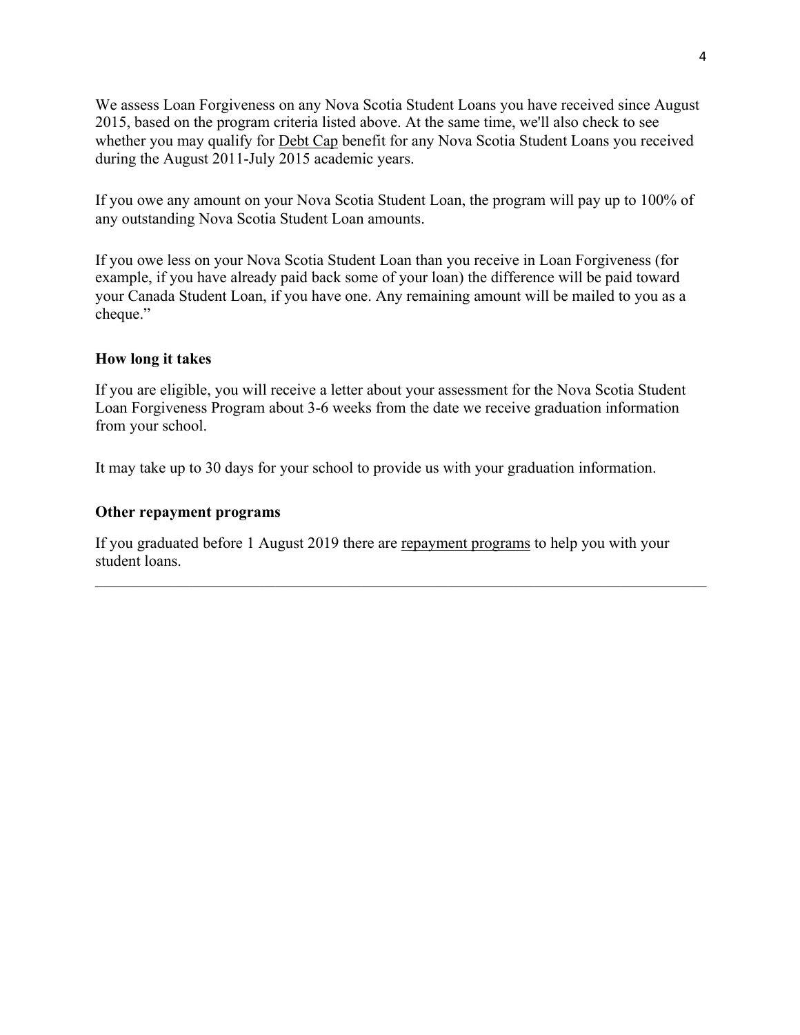We assess Loan Forgiveness on any Nova Scotia Student Loans you have received since August 2015, based on the program criteria listed above. At the same time, we'll also check to see whether you may qualify for Debt Cap benefit for any Nova Scotia Student Loans you received during the August 2011-July 2015 academic years.

If you owe any amount on your Nova Scotia Student Loan, the program will pay up to 100% of any outstanding Nova Scotia Student Loan amounts.

If you owe less on your Nova Scotia Student Loan than you receive in Loan Forgiveness (for example, if you have already paid back some of your loan) the difference will be paid toward your Canada Student Loan, if you have one. Any remaining amount will be mailed to you as a cheque."

**How long it takes**

If you are eligible, you will receive a letter about your assessment for the Nova Scotia Student Loan Forgiveness Program about 3-6 weeks from the date we receive graduation information from your school.

It may take up to 30 days for your school to provide us with your graduation information.

**Other repayment programs**

If you graduated before 1 August 2019 there are repayment programs to help you with your student loans.

---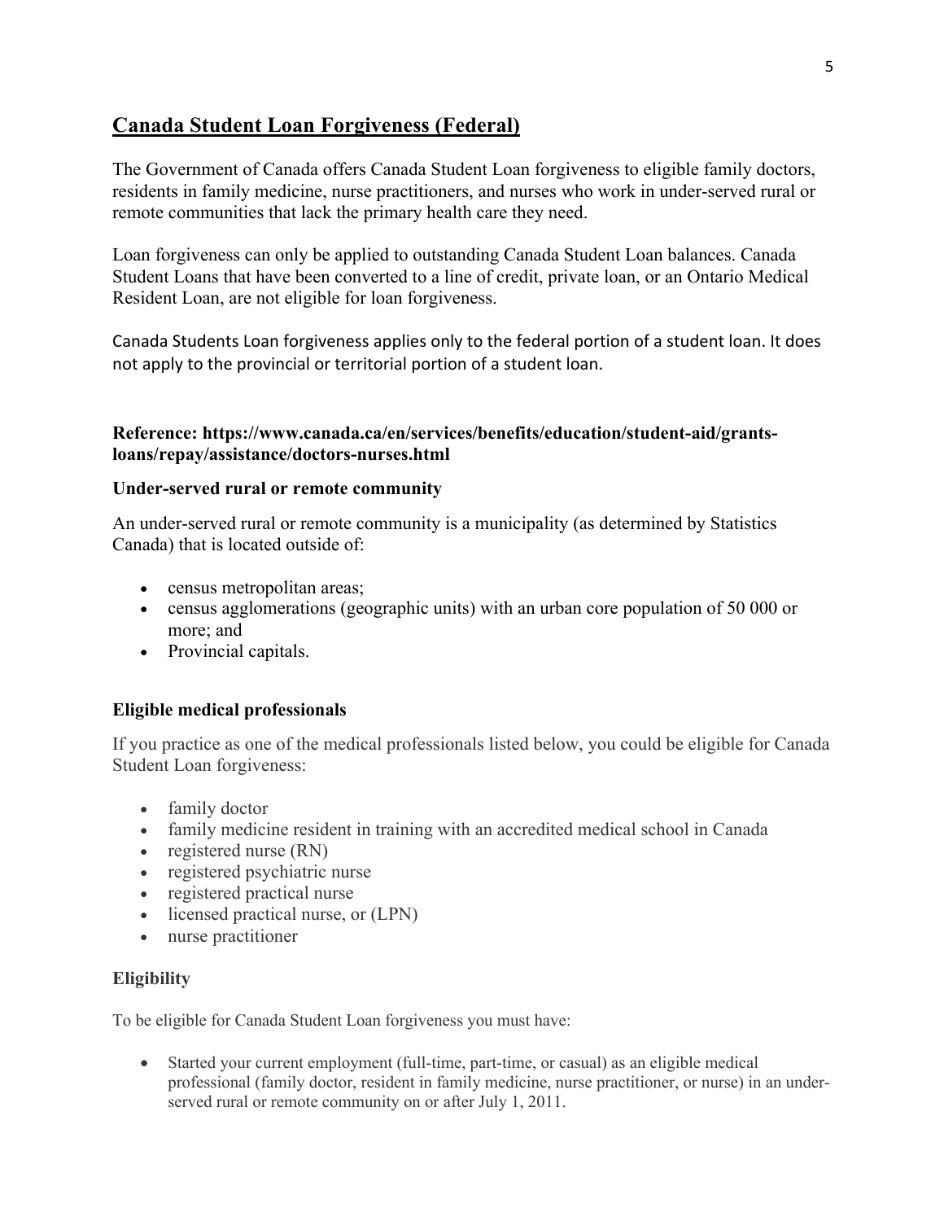## Canada Student Loan Forgiveness (Federal)

The Government of Canada offers Canada Student Loan forgiveness to eligible family doctors, residents in family medicine, nurse practitioners, and nurses who work in under-served rural or remote communities that lack the primary health care they need.

Loan forgiveness can only be applied to outstanding Canada Student Loan balances. Canada Student Loans that have been converted to a line of credit, private loan, or an Ontario Medical Resident Loan, are not eligible for loan forgiveness.

Canada Students Loan forgiveness applies only to the federal portion of a student loan. It does not apply to the provincial or territorial portion of a student loan.

**Reference: https://www.canada.ca/en/services/benefits/education/student-aid/grants-loans/repay/assistance/doctors-nurses.html**

### Under-served rural or remote community

An under-served rural or remote community is a municipality (as determined by Statistics Canada) that is located outside of:

- census metropolitan areas;
- census agglomerations (geographic units) with an urban core population of 50 000 or more; and
- Provincial capitals.

### Eligible medical professionals

If you practice as one of the medical professionals listed below, you could be eligible for Canada Student Loan forgiveness:

- family doctor
- family medicine resident in training with an accredited medical school in Canada
- registered nurse (RN)
- registered psychiatric nurse
- registered practical nurse
- licensed practical nurse, or (LPN)
- nurse practitioner

### Eligibility

To be eligible for Canada Student Loan forgiveness you must have:

- Started your current employment (full-time, part-time, or casual) as an eligible medical professional (family doctor, resident in family medicine, nurse practitioner, or nurse) in an under-served rural or remote community on or after July 1, 2011.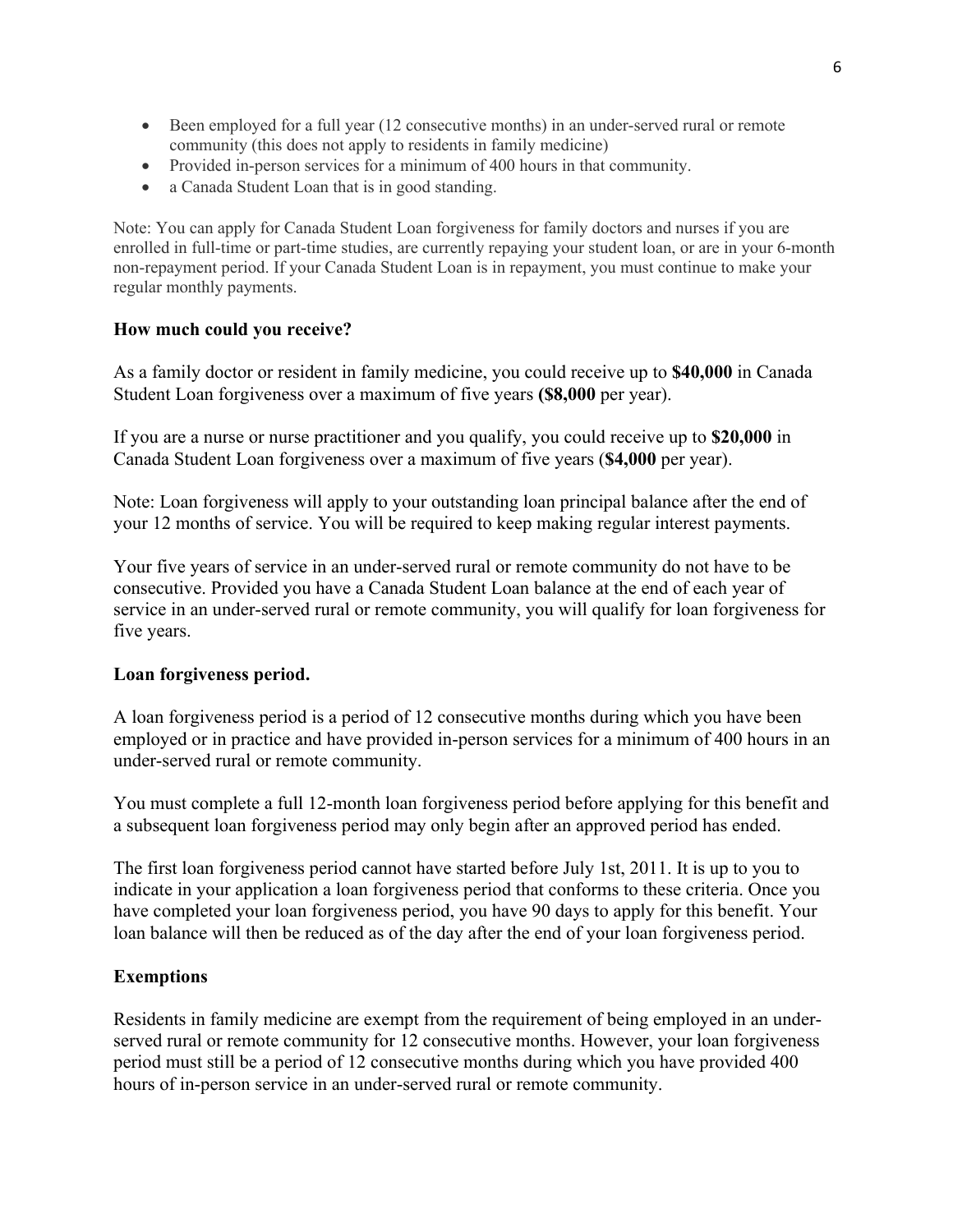- Been employed for a full year (12 consecutive months) in an under-served rural or remote community (this does not apply to residents in family medicine)
- Provided in-person services for a minimum of 400 hours in that community.
- a Canada Student Loan that is in good standing.

Note: You can apply for Canada Student Loan forgiveness for family doctors and nurses if you are enrolled in full-time or part-time studies, are currently repaying your student loan, or are in your 6-month non-repayment period. If your Canada Student Loan is in repayment, you must continue to make your regular monthly payments.

**How much could you receive?**

As a family doctor or resident in family medicine, you could receive up to **$40,000** in Canada Student Loan forgiveness over a maximum of five years **($8,000** per year).

If you are a nurse or nurse practitioner and you qualify, you could receive up to **$20,000** in Canada Student Loan forgiveness over a maximum of five years (**$4,000** per year).

Note: Loan forgiveness will apply to your outstanding loan principal balance after the end of your 12 months of service. You will be required to keep making regular interest payments.

Your five years of service in an under-served rural or remote community do not have to be consecutive. Provided you have a Canada Student Loan balance at the end of each year of service in an under-served rural or remote community, you will qualify for loan forgiveness for five years.

**Loan forgiveness period.**

A loan forgiveness period is a period of 12 consecutive months during which you have been employed or in practice and have provided in-person services for a minimum of 400 hours in an under-served rural or remote community.

You must complete a full 12-month loan forgiveness period before applying for this benefit and a subsequent loan forgiveness period may only begin after an approved period has ended.

The first loan forgiveness period cannot have started before July 1st, 2011. It is up to you to indicate in your application a loan forgiveness period that conforms to these criteria. Once you have completed your loan forgiveness period, you have 90 days to apply for this benefit. Your loan balance will then be reduced as of the day after the end of your loan forgiveness period.

**Exemptions**

Residents in family medicine are exempt from the requirement of being employed in an under-served rural or remote community for 12 consecutive months. However, your loan forgiveness period must still be a period of 12 consecutive months during which you have provided 400 hours of in-person service in an under-served rural or remote community.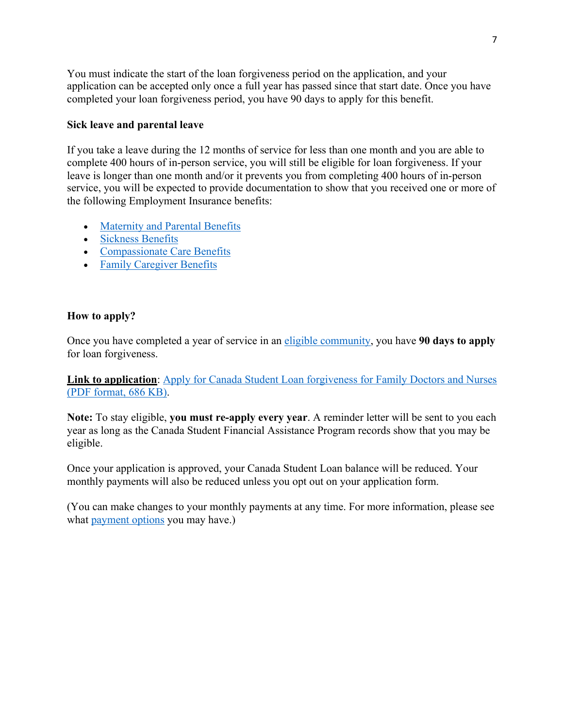You must indicate the start of the loan forgiveness period on the application, and your application can be accepted only once a full year has passed since that start date. Once you have completed your loan forgiveness period, you have 90 days to apply for this benefit.

**Sick leave and parental leave**

If you take a leave during the 12 months of service for less than one month and you are able to complete 400 hours of in-person service, you will still be eligible for loan forgiveness. If your leave is longer than one month and/or it prevents you from completing 400 hours of in-person service, you will be expected to provide documentation to show that you received one or more of the following Employment Insurance benefits:

- Maternity and Parental Benefits
- Sickness Benefits
- Compassionate Care Benefits
- Family Caregiver Benefits

**How to apply?**

Once you have completed a year of service in an eligible community, you have **90 days to apply** for loan forgiveness.

**Link to application**: Apply for Canada Student Loan forgiveness for Family Doctors and Nurses (PDF format, 686 KB).

**Note:** To stay eligible, **you must re-apply every year**. A reminder letter will be sent to you each year as long as the Canada Student Financial Assistance Program records show that you may be eligible.

Once your application is approved, your Canada Student Loan balance will be reduced. Your monthly payments will also be reduced unless you opt out on your application form.

(You can make changes to your monthly payments at any time. For more information, please see what payment options you may have.)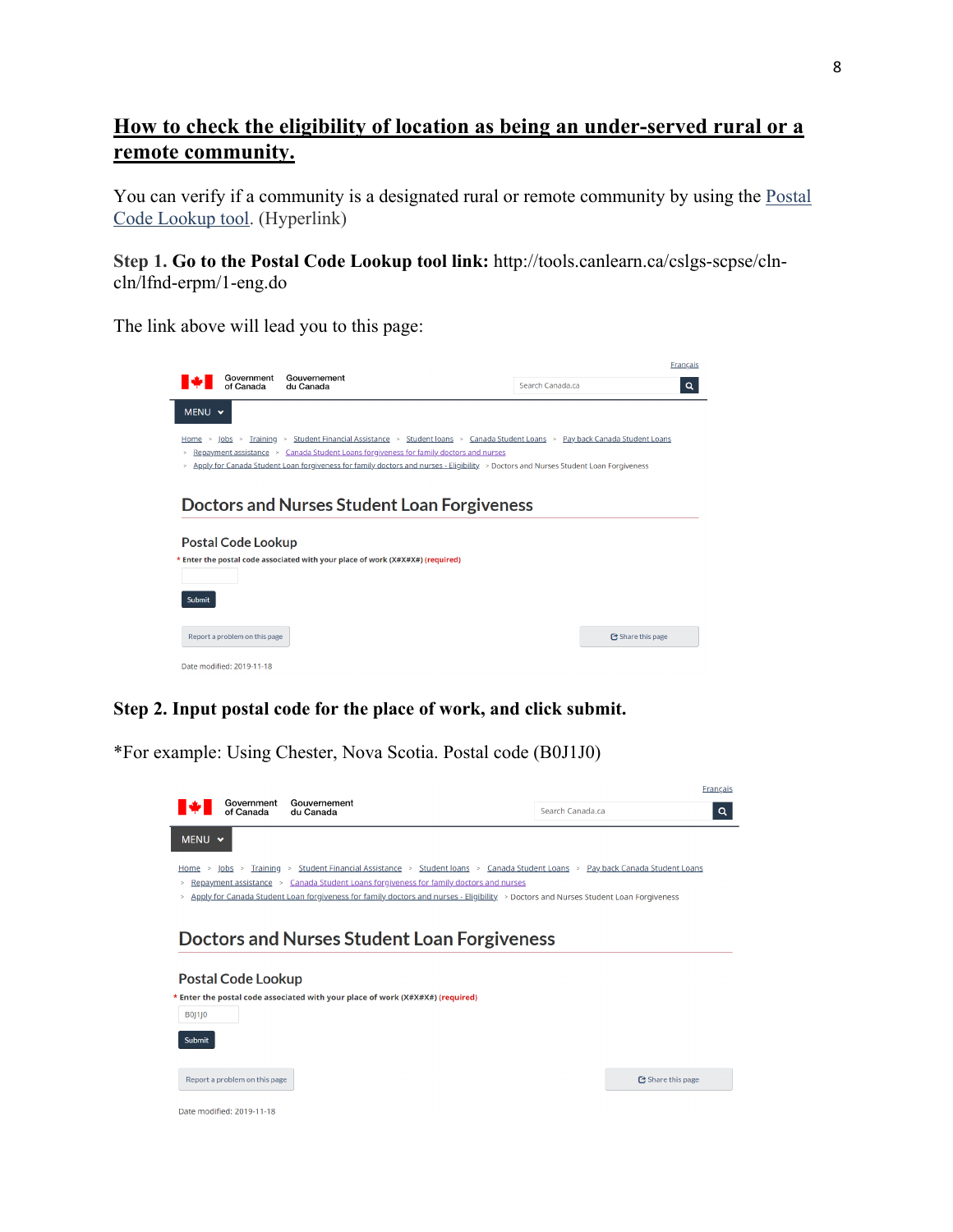## How to check the eligibility of location as being an under-served rural or a remote community.

You can verify if a community is a designated rural or remote community by using the Postal Code Lookup tool. (Hyperlink)

**Step 1. Go to the Postal Code Lookup tool link:** http://tools.canlearn.ca/cslgs-scpse/cln-cln/lfnd-erpm/1-eng.do

The link above will lead you to this page:

Français

Government of Canada | Gouvernement du Canada

Search Canada.ca

MENU

Home > Jobs > Training > Student Financial Assistance > Student loans > Canada Student Loans > Pay back Canada Student Loans > Repayment assistance > Canada Student Loans forgiveness for family doctors and nurses > Apply for Canada Student Loan forgiveness for family doctors and nurses - Eligibility > Doctors and Nurses Student Loan Forgiveness

Doctors and Nurses Student Loan Forgiveness

Postal Code Lookup

* Enter the postal code associated with your place of work (X#X#X#) (required)

Submit

Report a problem on this page

Share this page

Date modified: 2019-11-18

**Step 2. Input postal code for the place of work, and click submit.**

*For example: Using Chester, Nova Scotia. Postal code (B0J1J0)

Français

Government of Canada | Gouvernement du Canada

Search Canada.ca

MENU

Home > Jobs > Training > Student Financial Assistance > Student loans > Canada Student Loans > Pay back Canada Student Loans > Repayment assistance > Canada Student Loans forgiveness for family doctors and nurses > Apply for Canada Student Loan forgiveness for family doctors and nurses - Eligibility > Doctors and Nurses Student Loan Forgiveness

Doctors and Nurses Student Loan Forgiveness

Postal Code Lookup

* Enter the postal code associated with your place of work (X#X#X#) (required)

B0J1J0

Submit

Report a problem on this page

Share this page

Date modified: 2019-11-18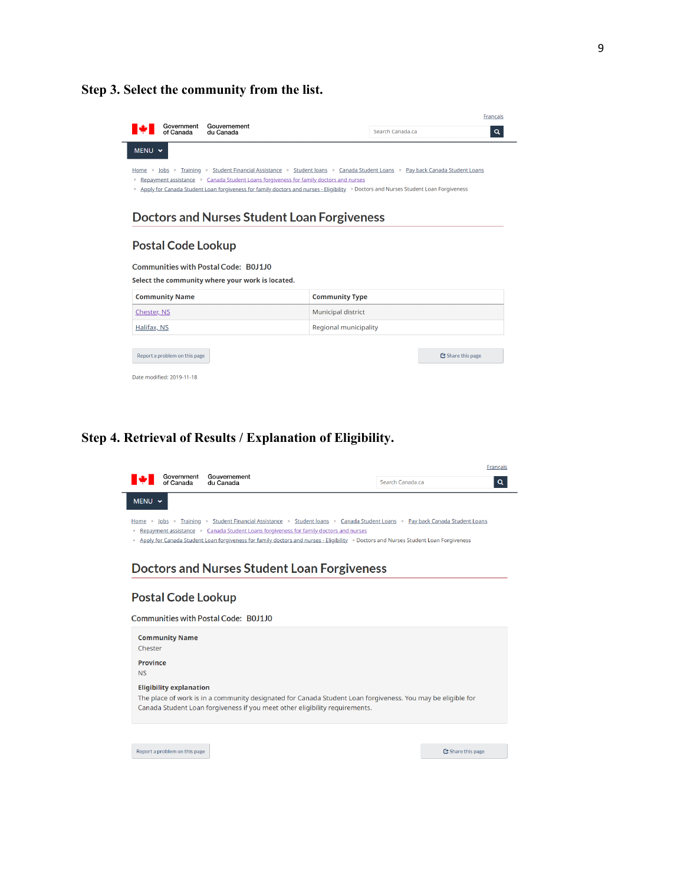## Step 3. Select the community from the list.

Français

Government of Canada | Gouvernement du Canada

Search Canada.ca

MENU

Home > Jobs > Training > Student Financial Assistance > Student loans > Canada Student Loans > Pay back Canada Student Loans > Repayment assistance > Canada Student Loans forgiveness for family doctors and nurses > Apply for Canada Student Loan forgiveness for family doctors and nurses - Eligibility > Doctors and Nurses Student Loan Forgiveness

# Doctors and Nurses Student Loan Forgiveness

## Postal Code Lookup

**Communities with Postal Code: B0J1J0**

**Select the community where your work is located.**

| Community Name | Community Type |
|---|---|
| Chester, NS | Municipal district |
| Halifax, NS | Regional municipality |

Report a problem on this page

Share this page

Date modified: 2019-11-18

## Step 4. Retrieval of Results / Explanation of Eligibility.

Français

Government of Canada | Gouvernement du Canada

Search Canada.ca

MENU

Home > Jobs > Training > Student Financial Assistance > Student loans > Canada Student Loans > Pay back Canada Student Loans > Repayment assistance > Canada Student Loans forgiveness for family doctors and nurses > Apply for Canada Student Loan forgiveness for family doctors and nurses - Eligibility > Doctors and Nurses Student Loan Forgiveness

# Doctors and Nurses Student Loan Forgiveness

## Postal Code Lookup

Communities with Postal Code: B0J1J0

**Community Name**
Chester

**Province**
NS

**Eligibility explanation**
The place of work is in a community designated for Canada Student Loan forgiveness. You may be eligible for Canada Student Loan forgiveness if you meet other eligibility requirements.

Report a problem on this page

Share this page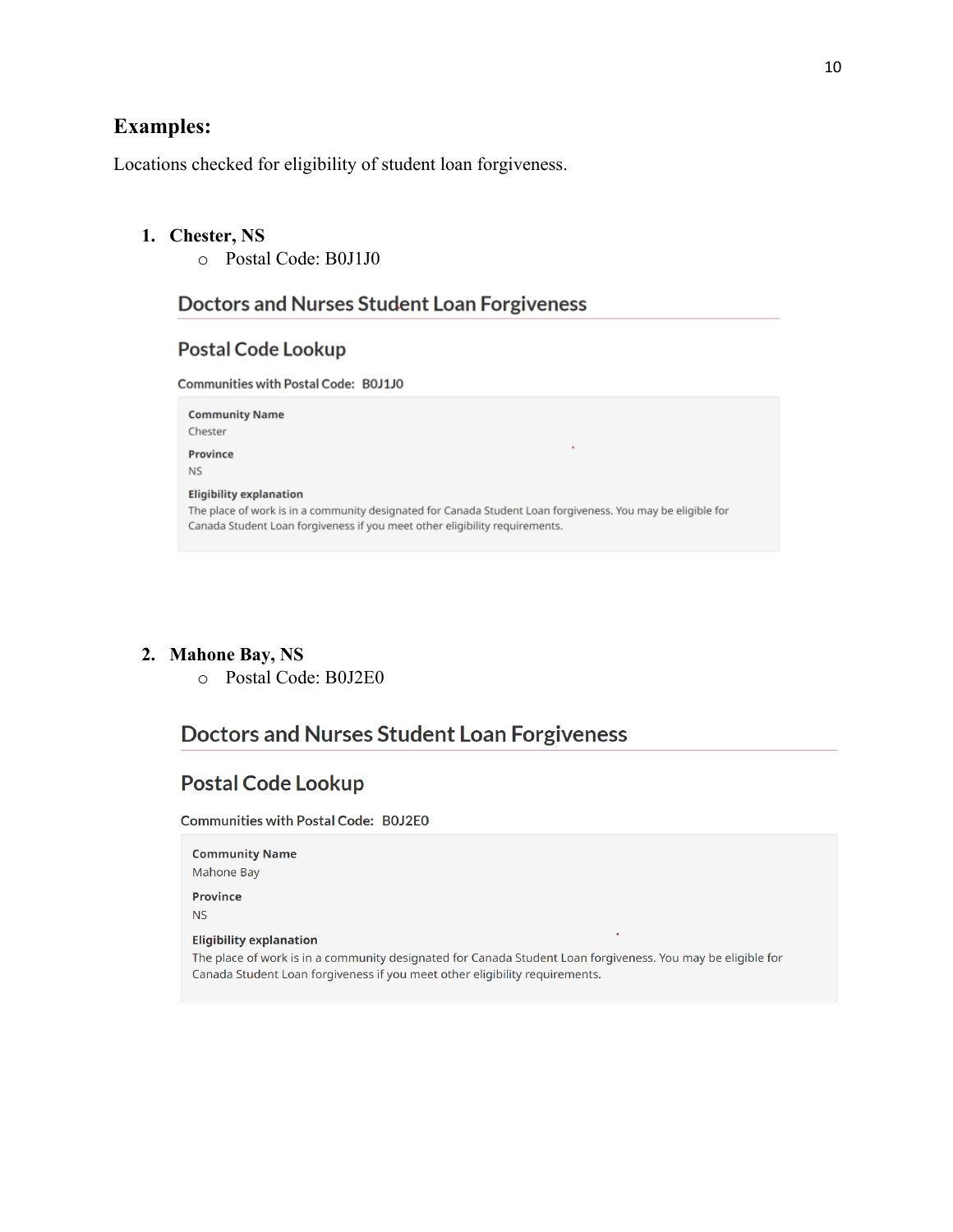## Examples:

Locations checked for eligibility of student loan forgiveness.

1. **Chester, NS**
    - Postal Code: B0J1J0

### Doctors and Nurses Student Loan Forgiveness

#### Postal Code Lookup

**Communities with Postal Code:** B0J1J0

**Community Name**
Chester

**Province**
NS

**Eligibility explanation**
The place of work is in a community designated for Canada Student Loan forgiveness. You may be eligible for Canada Student Loan forgiveness if you meet other eligibility requirements.

2. **Mahone Bay, NS**
    - Postal Code: B0J2E0

### Doctors and Nurses Student Loan Forgiveness

#### Postal Code Lookup

**Communities with Postal Code:** B0J2E0

**Community Name**
Mahone Bay

**Province**
NS

**Eligibility explanation**
The place of work is in a community designated for Canada Student Loan forgiveness. You may be eligible for Canada Student Loan forgiveness if you meet other eligibility requirements.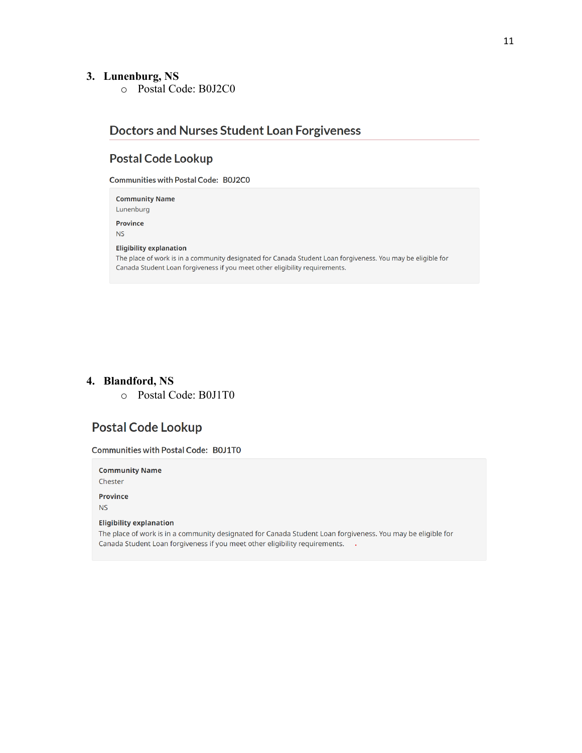3. **Lunenburg, NS**
   - Postal Code: B0J2C0

## Doctors and Nurses Student Loan Forgiveness

### Postal Code Lookup

**Communities with Postal Code: B0J2C0**

**Community Name**
Lunenburg

**Province**
NS

**Eligibility explanation**
The place of work is in a community designated for Canada Student Loan forgiveness. You may be eligible for Canada Student Loan forgiveness if you meet other eligibility requirements.

4. **Blandford, NS**
   - Postal Code: B0J1T0

### Postal Code Lookup

**Communities with Postal Code: B0J1T0**

**Community Name**
Chester

**Province**
NS

**Eligibility explanation**
The place of work is in a community designated for Canada Student Loan forgiveness. You may be eligible for Canada Student Loan forgiveness if you meet other eligibility requirements.